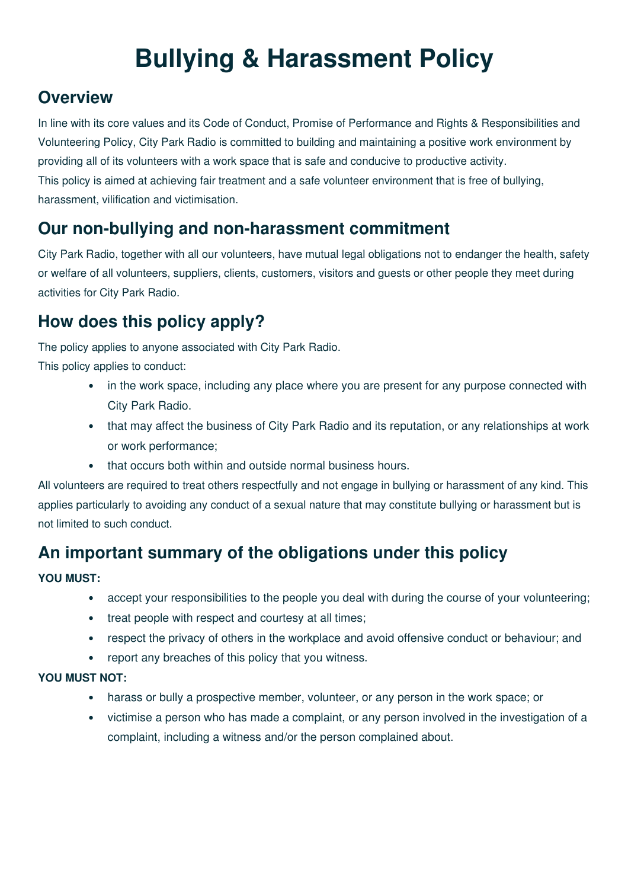# Bullying & Harassment Policy

## Overview

In line with its core values and its Code of Conduct, Promise of Performance and Rights & Responsibilities and Volunteering Policy, City Park Radio is committed to building and maintaining a positive work environment by providing all of its volunteers with a work space that is safe and conducive to productive activity.

This policy is aimed at achieving fair treatment and a safe volunteer environment that is free of bullying, harassment, vilification and victimisation.

## Our non-bullying and non-harassment commitment

City Park Radio, together with all our volunteers, have mutual legal obligations not to endanger the health, safety or welfare of all volunteers, suppliers, clients, customers, visitors and guests or other people they meet during activities for City Park Radio.

## How does this policy apply?

The policy applies to anyone associated with City Park Radio.

This policy applies to conduct:

- in the work space, including any place where you are present for any purpose connected with City Park Radio.
- that may affect the business of City Park Radio and its reputation, or any relationships at work or work performance;
- that occurs both within and outside normal business hours.

All volunteers are required to treat others respectfully and not engage in bullying or harassment of any kind. This applies particularly to avoiding any conduct of a sexual nature that may constitute bullying or harassment but is not limited to such conduct.

## An important summary of the obligations under this policy

**YOU MUST:**

- accept your responsibilities to the people you deal with during the course of your volunteering;
- treat people with respect and courtesy at all times;
- respect the privacy of others in the workplace and avoid offensive conduct or behaviour; and
- report any breaches of this policy that you witness.

**YOU MUST NOT:**

- harass or bully a prospective member, volunteer, or any person in the work space; or
- victimise a person who has made a complaint, or any person involved in the investigation of a complaint, including a witness and/or the person complained about.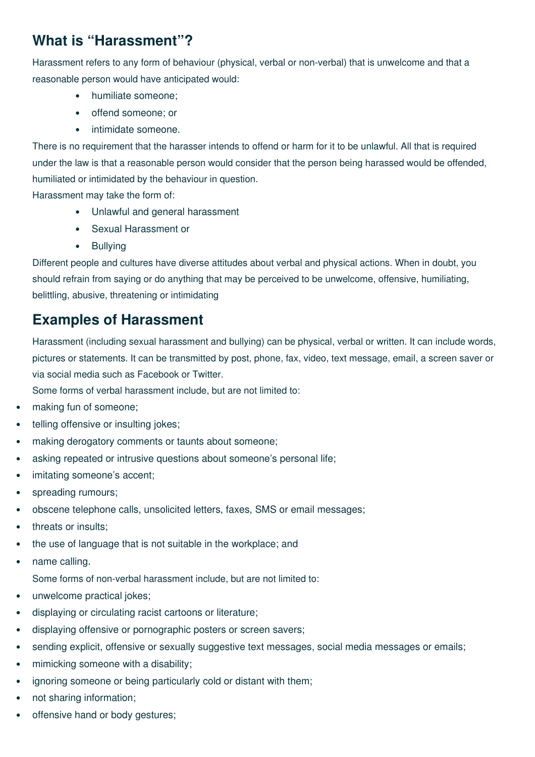## What is "Harassment"?

Harassment refers to any form of behaviour (physical, verbal or non-verbal) that is unwelcome and that a reasonable person would have anticipated would:

- humiliate someone;
- offend someone; or
- intimidate someone.

There is no requirement that the harasser intends to offend or harm for it to be unlawful. All that is required under the law is that a reasonable person would consider that the person being harassed would be offended, humiliated or intimidated by the behaviour in question.

Harassment may take the form of:

- Unlawful and general harassment
- Sexual Harassment or
- Bullying

Different people and cultures have diverse attitudes about verbal and physical actions. When in doubt, you should refrain from saying or do anything that may be perceived to be unwelcome, offensive, humiliating, belittling, abusive, threatening or intimidating

## Examples of Harassment

Harassment (including sexual harassment and bullying) can be physical, verbal or written. It can include words, pictures or statements. It can be transmitted by post, phone, fax, video, text message, email, a screen saver or via social media such as Facebook or Twitter.

Some forms of verbal harassment include, but are not limited to:

- making fun of someone;
- telling offensive or insulting jokes;
- making derogatory comments or taunts about someone;
- asking repeated or intrusive questions about someone's personal life;
- imitating someone's accent;
- spreading rumours;
- obscene telephone calls, unsolicited letters, faxes, SMS or email messages;
- threats or insults;
- the use of language that is not suitable in the workplace; and
- name calling.

Some forms of non-verbal harassment include, but are not limited to:

- unwelcome practical jokes;
- displaying or circulating racist cartoons or literature;
- displaying offensive or pornographic posters or screen savers;
- sending explicit, offensive or sexually suggestive text messages, social media messages or emails;
- mimicking someone with a disability;
- ignoring someone or being particularly cold or distant with them;
- not sharing information;
- offensive hand or body gestures;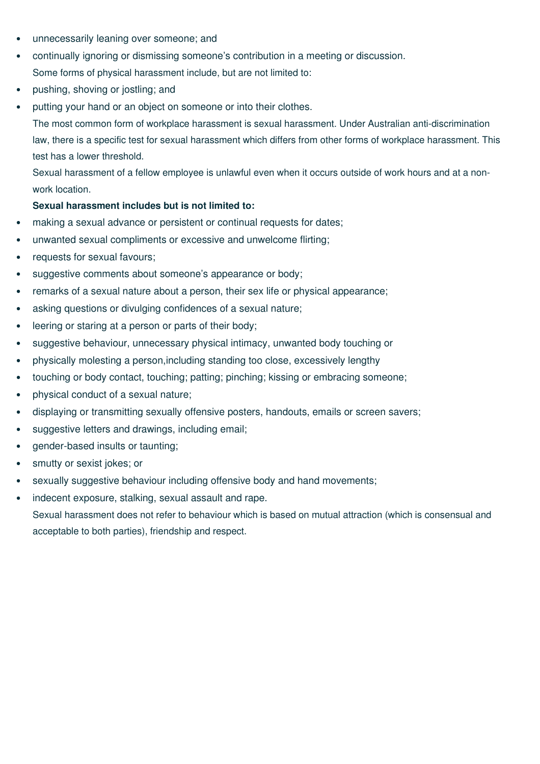- unnecessarily leaning over someone; and
- continually ignoring or dismissing someone's contribution in a meeting or discussion.

Some forms of physical harassment include, but are not limited to:

- pushing, shoving or jostling; and
- putting your hand or an object on someone or into their clothes.

The most common form of workplace harassment is sexual harassment. Under Australian anti-discrimination law, there is a specific test for sexual harassment which differs from other forms of workplace harassment. This test has a lower threshold.

Sexual harassment of a fellow employee is unlawful even when it occurs outside of work hours and at a non-work location.

**Sexual harassment includes but is not limited to:**

- making a sexual advance or persistent or continual requests for dates;
- unwanted sexual compliments or excessive and unwelcome flirting;
- requests for sexual favours;
- suggestive comments about someone's appearance or body;
- remarks of a sexual nature about a person, their sex life or physical appearance;
- asking questions or divulging confidences of a sexual nature;
- leering or staring at a person or parts of their body;
- suggestive behaviour, unnecessary physical intimacy, unwanted body touching or
- physically molesting a person,including standing too close, excessively lengthy
- touching or body contact, touching; patting; pinching; kissing or embracing someone;
- physical conduct of a sexual nature;
- displaying or transmitting sexually offensive posters, handouts, emails or screen savers;
- suggestive letters and drawings, including email;
- gender-based insults or taunting;
- smutty or sexist jokes; or
- sexually suggestive behaviour including offensive body and hand movements;
- indecent exposure, stalking, sexual assault and rape.

Sexual harassment does not refer to behaviour which is based on mutual attraction (which is consensual and acceptable to both parties), friendship and respect.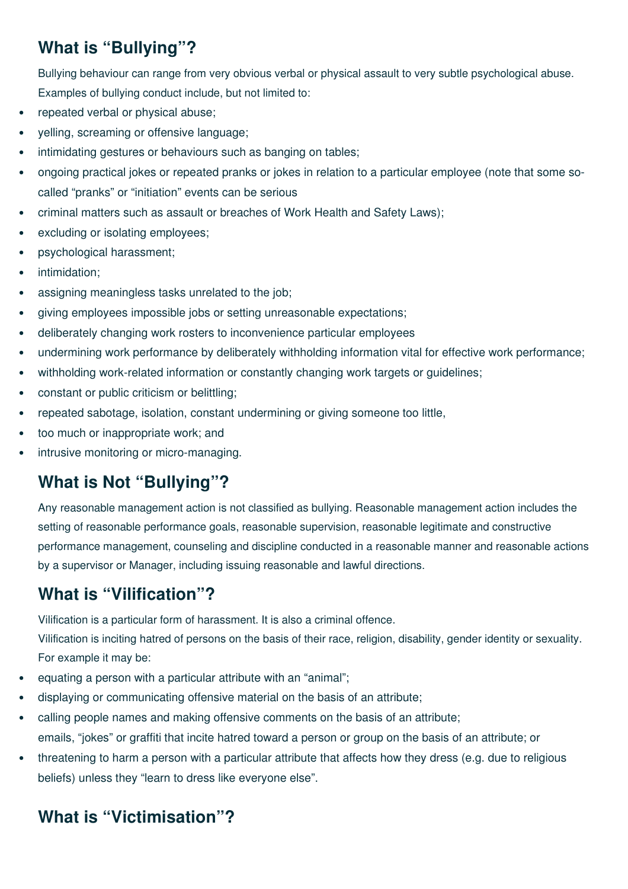## What is "Bullying"?

Bullying behaviour can range from very obvious verbal or physical assault to very subtle psychological abuse. Examples of bullying conduct include, but not limited to:

- repeated verbal or physical abuse;
- yelling, screaming or offensive language;
- intimidating gestures or behaviours such as banging on tables;
- ongoing practical jokes or repeated pranks or jokes in relation to a particular employee (note that some so-called "pranks" or "initiation" events can be serious
- criminal matters such as assault or breaches of Work Health and Safety Laws);
- excluding or isolating employees;
- psychological harassment;
- intimidation;
- assigning meaningless tasks unrelated to the job;
- giving employees impossible jobs or setting unreasonable expectations;
- deliberately changing work rosters to inconvenience particular employees
- undermining work performance by deliberately withholding information vital for effective work performance;
- withholding work-related information or constantly changing work targets or guidelines;
- constant or public criticism or belittling;
- repeated sabotage, isolation, constant undermining or giving someone too little,
- too much or inappropriate work; and
- intrusive monitoring or micro-managing.

## What is Not "Bullying"?

Any reasonable management action is not classified as bullying. Reasonable management action includes the setting of reasonable performance goals, reasonable supervision, reasonable legitimate and constructive performance management, counseling and discipline conducted in a reasonable manner and reasonable actions by a supervisor or Manager, including issuing reasonable and lawful directions.

## What is "Vilification"?

Vilification is a particular form of harassment. It is also a criminal offence.

Vilification is inciting hatred of persons on the basis of their race, religion, disability, gender identity or sexuality. For example it may be:

- equating a person with a particular attribute with an "animal";
- displaying or communicating offensive material on the basis of an attribute;
- calling people names and making offensive comments on the basis of an attribute;
  emails, "jokes" or graffiti that incite hatred toward a person or group on the basis of an attribute; or
- threatening to harm a person with a particular attribute that affects how they dress (e.g. due to religious beliefs) unless they "learn to dress like everyone else".

## What is "Victimisation"?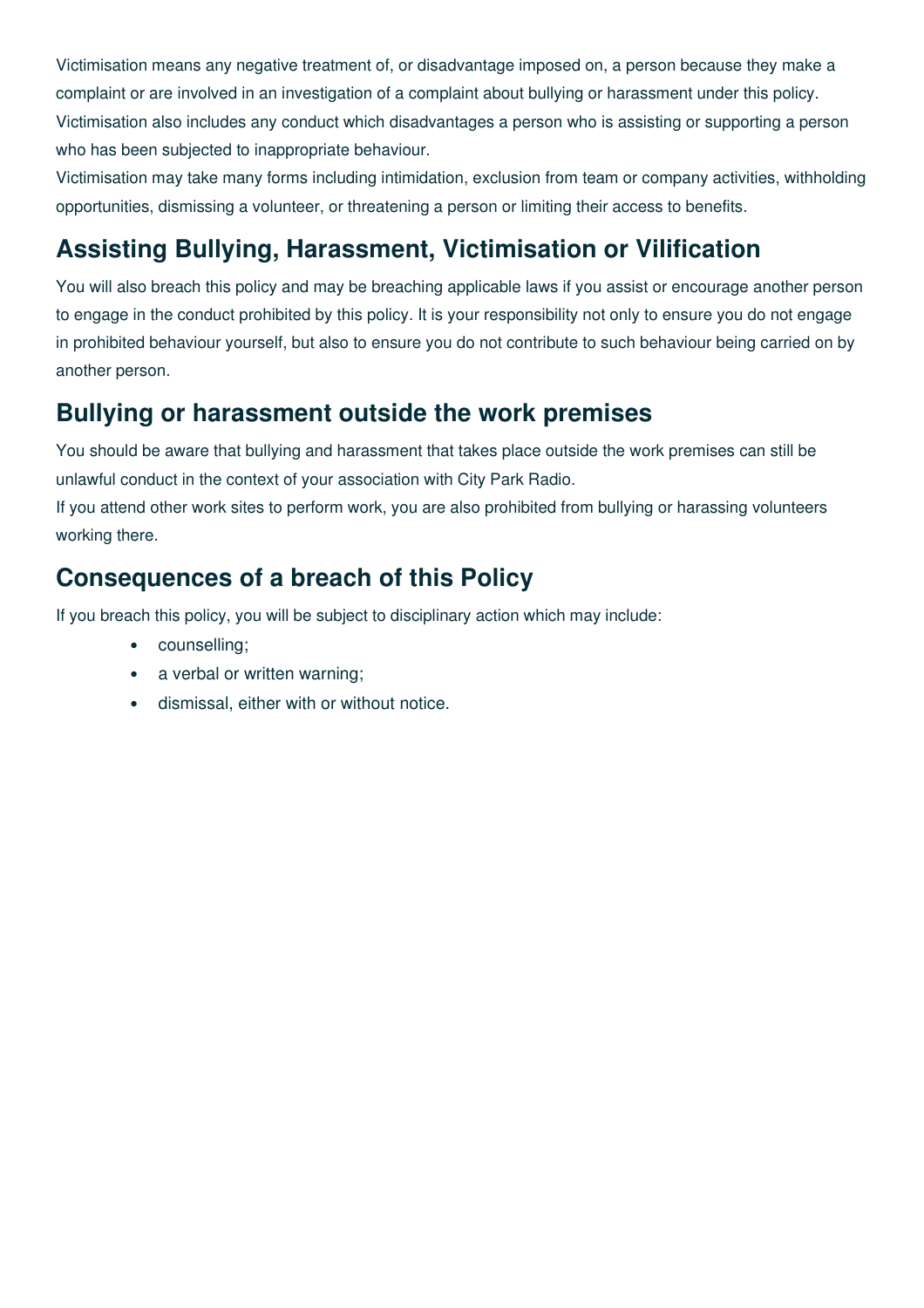Victimisation means any negative treatment of, or disadvantage imposed on, a person because they make a complaint or are involved in an investigation of a complaint about bullying or harassment under this policy. Victimisation also includes any conduct which disadvantages a person who is assisting or supporting a person who has been subjected to inappropriate behaviour.

Victimisation may take many forms including intimidation, exclusion from team or company activities, withholding opportunities, dismissing a volunteer, or threatening a person or limiting their access to benefits.

## Assisting Bullying, Harassment, Victimisation or Vilification

You will also breach this policy and may be breaching applicable laws if you assist or encourage another person to engage in the conduct prohibited by this policy. It is your responsibility not only to ensure you do not engage in prohibited behaviour yourself, but also to ensure you do not contribute to such behaviour being carried on by another person.

## Bullying or harassment outside the work premises

You should be aware that bullying and harassment that takes place outside the work premises can still be unlawful conduct in the context of your association with City Park Radio.

If you attend other work sites to perform work, you are also prohibited from bullying or harassing volunteers working there.

## Consequences of a breach of this Policy

If you breach this policy, you will be subject to disciplinary action which may include:

- counselling;
- a verbal or written warning;
- dismissal, either with or without notice.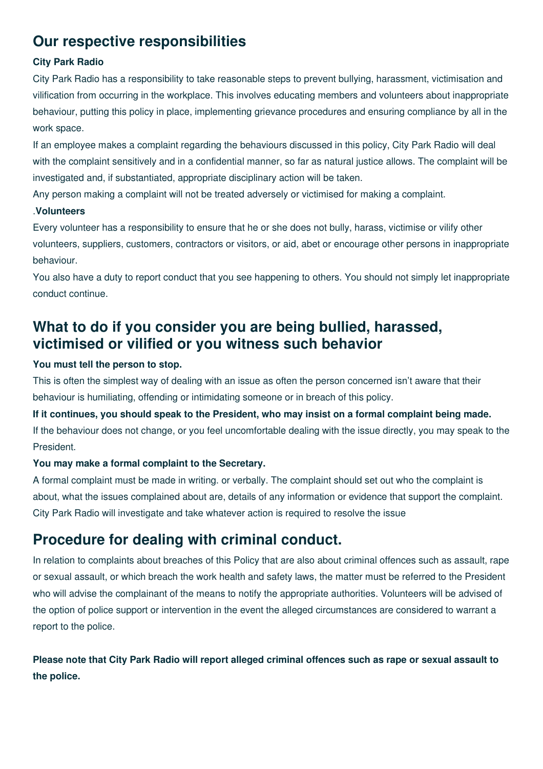## Our respective responsibilities

**City Park Radio**

City Park Radio has a responsibility to take reasonable steps to prevent bullying, harassment, victimisation and vilification from occurring in the workplace. This involves educating members and volunteers about inappropriate behaviour, putting this policy in place, implementing grievance procedures and ensuring compliance by all in the work space.

If an employee makes a complaint regarding the behaviours discussed in this policy, City Park Radio will deal with the complaint sensitively and in a confidential manner, so far as natural justice allows. The complaint will be investigated and, if substantiated, appropriate disciplinary action will be taken.

Any person making a complaint will not be treated adversely or victimised for making a complaint.

.**Volunteers**

Every volunteer has a responsibility to ensure that he or she does not bully, harass, victimise or vilify other volunteers, suppliers, customers, contractors or visitors, or aid, abet or encourage other persons in inappropriate behaviour.

You also have a duty to report conduct that you see happening to others. You should not simply let inappropriate conduct continue.

## What to do if you consider you are being bullied, harassed, victimised or vilified or you witness such behavior

**You must tell the person to stop.**

This is often the simplest way of dealing with an issue as often the person concerned isn't aware that their behaviour is humiliating, offending or intimidating someone or in breach of this policy.

**If it continues, you should speak to the President, who may insist on a formal complaint being made.**

If the behaviour does not change, or you feel uncomfortable dealing with the issue directly, you may speak to the President.

**You may make a formal complaint to the Secretary.**

A formal complaint must be made in writing. or verbally. The complaint should set out who the complaint is about, what the issues complained about are, details of any information or evidence that support the complaint. City Park Radio will investigate and take whatever action is required to resolve the issue

## Procedure for dealing with criminal conduct.

In relation to complaints about breaches of this Policy that are also about criminal offences such as assault, rape or sexual assault, or which breach the work health and safety laws, the matter must be referred to the President who will advise the complainant of the means to notify the appropriate authorities. Volunteers will be advised of the option of police support or intervention in the event the alleged circumstances are considered to warrant a report to the police.

**Please note that City Park Radio will report alleged criminal offences such as rape or sexual assault to the police.**